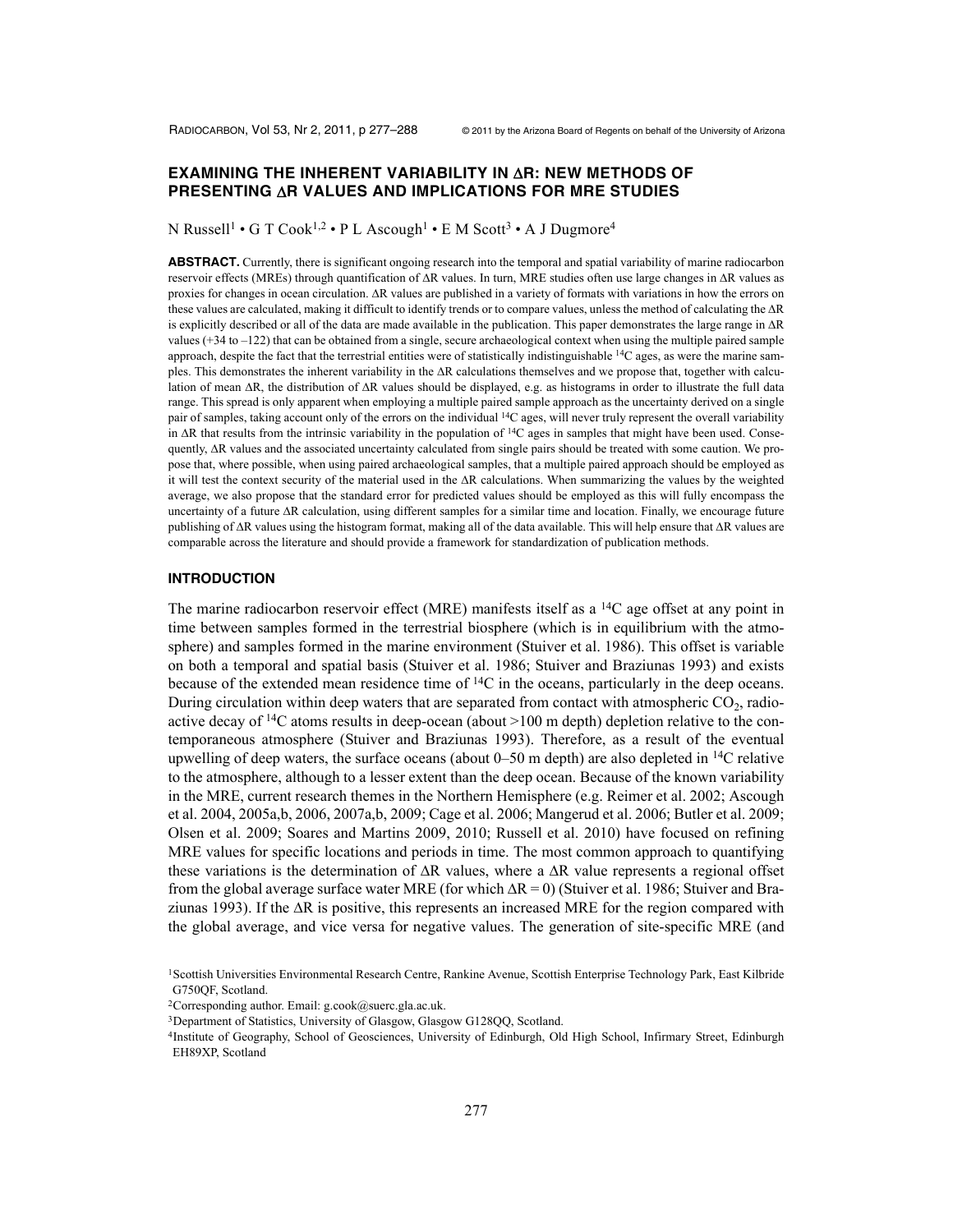# EXAMINING THE INHERENT VARIABILITY IN ΔR: NEW METHODS OF PRESENTING ΔR VALUES AND IMPLICATIONS FOR MRE STUDIES

N Russell[1] • G T Cook[1,2] • P L Ascough[1] • E M Scott[3] • A J Dugmore[4]

**ABSTRACT.** Currently, there is significant ongoing research into the temporal and spatial variability of marine radiocarbon reservoir effects (MREs) through quantification of ΔR values. In turn, MRE studies often use large changes in ΔR values as proxies for changes in ocean circulation. ΔR values are published in a variety of formats with variations in how the errors on these values are calculated, making it difficult to identify trends or to compare values, unless the method of calculating the ΔR is explicitly described or all of the data are made available in the publication. This paper demonstrates the large range in ΔR values (+34 to –122) that can be obtained from a single, secure archaeological context when using the multiple paired sample approach, despite the fact that the terrestrial entities were of statistically indistinguishable $^{14}$C ages, as were the marine samples. This demonstrates the inherent variability in the ΔR calculations themselves and we propose that, together with calculation of mean ΔR, the distribution of ΔR values should be displayed, e.g. as histograms in order to illustrate the full data range. This spread is only apparent when employing a multiple paired sample approach as the uncertainty derived on a single pair of samples, taking account only of the errors on the individual $^{14}$C ages, will never truly represent the overall variability in ΔR that results from the intrinsic variability in the population of $^{14}$C ages in samples that might have been used. Consequently, ΔR values and the associated uncertainty calculated from single pairs should be treated with some caution. We propose that, where possible, when using paired archaeological samples, that a multiple paired approach should be employed as it will test the context security of the material used in the ΔR calculations. When summarizing the values by the weighted average, we also propose that the standard error for predicted values should be employed as this will fully encompass the uncertainty of a future ΔR calculation, using different samples for a similar time and location. Finally, we encourage future publishing of ΔR values using the histogram format, making all of the data available. This will help ensure that ΔR values are comparable across the literature and should provide a framework for standardization of publication methods.

## INTRODUCTION

The marine radiocarbon reservoir effect (MRE) manifests itself as a $^{14}$C age offset at any point in time between samples formed in the terrestrial biosphere (which is in equilibrium with the atmosphere) and samples formed in the marine environment (Stuiver et al. 1986). This offset is variable on both a temporal and spatial basis (Stuiver et al. 1986; Stuiver and Braziunas 1993) and exists because of the extended mean residence time of $^{14}$C in the oceans, particularly in the deep oceans. During circulation within deep waters that are separated from contact with atmospheric $CO_2$, radioactive decay of $^{14}$C atoms results in deep-ocean (about >100 m depth) depletion relative to the contemporaneous atmosphere (Stuiver and Braziunas 1993). Therefore, as a result of the eventual upwelling of deep waters, the surface oceans (about 0–50 m depth) are also depleted in $^{14}$C relative to the atmosphere, although to a lesser extent than the deep ocean. Because of the known variability in the MRE, current research themes in the Northern Hemisphere (e.g. Reimer et al. 2002; Ascough et al. 2004, 2005a,b, 2006, 2007a,b, 2009; Cage et al. 2006; Mangerud et al. 2006; Butler et al. 2009; Olsen et al. 2009; Soares and Martins 2009, 2010; Russell et al. 2010) have focused on refining MRE values for specific locations and periods in time. The most common approach to quantifying these variations is the determination of ΔR values, where a ΔR value represents a regional offset from the global average surface water MRE (for which ΔR = 0) (Stuiver et al. 1986; Stuiver and Braziunas 1993). If the ΔR is positive, this represents an increased MRE for the region compared with the global average, and vice versa for negative values. The generation of site-specific MRE (and

[1]Scottish Universities Environmental Research Centre, Rankine Avenue, Scottish Enterprise Technology Park, East Kilbride G750QF, Scotland.

[2]Corresponding author. Email: g.cook@suerc.gla.ac.uk.

[3]Department of Statistics, University of Glasgow, Glasgow G128QQ, Scotland.

[4]Institute of Geography, School of Geosciences, University of Edinburgh, Old High School, Infirmary Street, Edinburgh EH89XP, Scotland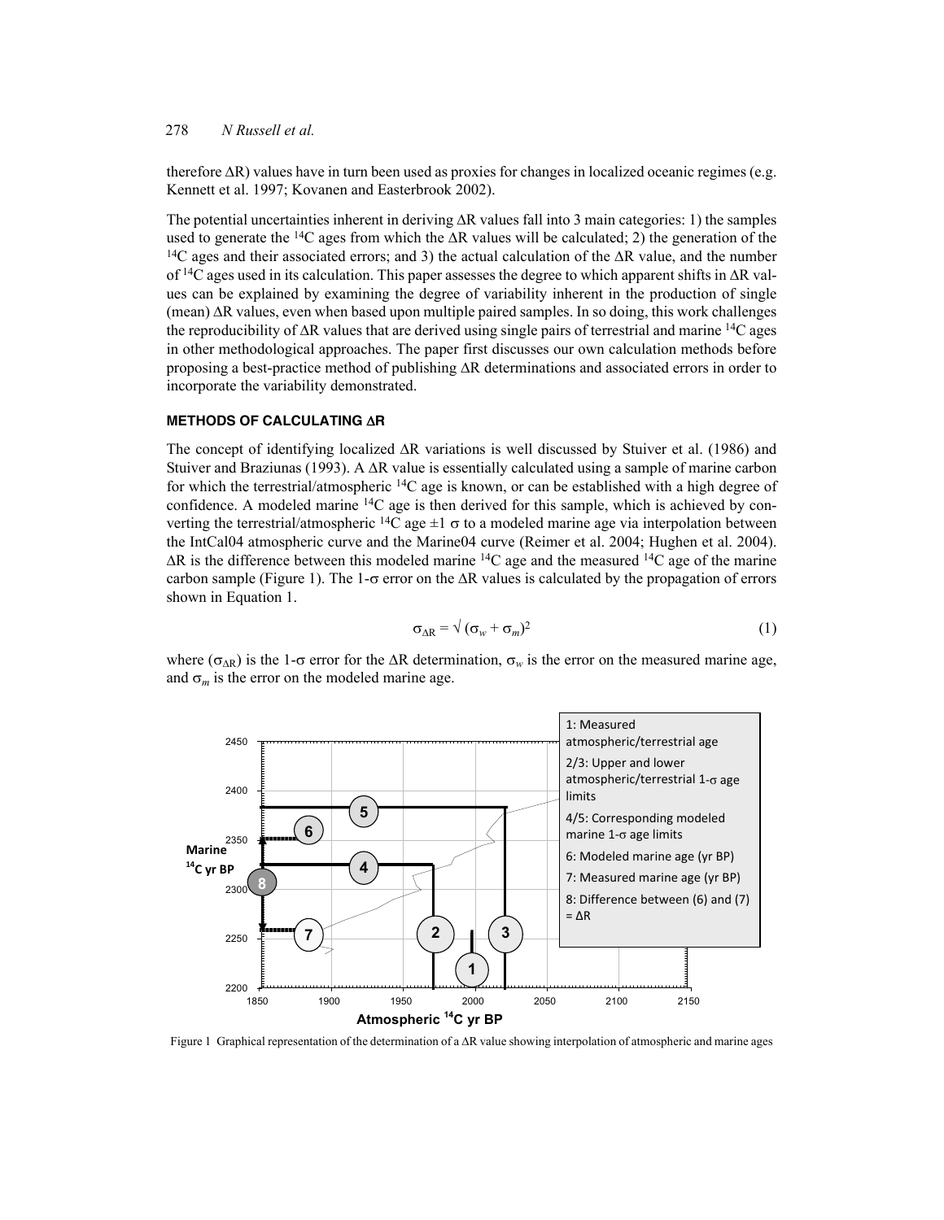therefore ΔR) values have in turn been used as proxies for changes in localized oceanic regimes (e.g. Kennett et al. 1997; Kovanen and Easterbrook 2002).

The potential uncertainties inherent in deriving ΔR values fall into 3 main categories: 1) the samples used to generate the $^{14}$C ages from which the ΔR values will be calculated; 2) the generation of the $^{14}$C ages and their associated errors; and 3) the actual calculation of the ΔR value, and the number of $^{14}$C ages used in its calculation. This paper assesses the degree to which apparent shifts in ΔR values can be explained by examining the degree of variability inherent in the production of single (mean) ΔR values, even when based upon multiple paired samples. In so doing, this work challenges the reproducibility of ΔR values that are derived using single pairs of terrestrial and marine $^{14}$C ages in other methodological approaches. The paper first discusses our own calculation methods before proposing a best-practice method of publishing ΔR determinations and associated errors in order to incorporate the variability demonstrated.

## METHODS OF CALCULATING ΔR

The concept of identifying localized ΔR variations is well discussed by Stuiver et al. (1986) and Stuiver and Braziunas (1993). A ΔR value is essentially calculated using a sample of marine carbon for which the terrestrial/atmospheric $^{14}$C age is known, or can be established with a high degree of confidence. A modeled marine $^{14}$C age is then derived for this sample, which is achieved by converting the terrestrial/atmospheric $^{14}$C age ±1 σ to a modeled marine age via interpolation between the IntCal04 atmospheric curve and the Marine04 curve (Reimer et al. 2004; Hughen et al. 2004). ΔR is the difference between this modeled marine $^{14}$C age and the measured $^{14}$C age of the marine carbon sample (Figure 1). The 1-σ error on the ΔR values is calculated by the propagation of errors shown in Equation 1.

$$\sigma_{\Delta R} = \sqrt{(\sigma_w + \sigma_m)^2} \tag{1}$$

where ($\sigma_{\Delta R}$) is the 1-σ error for the ΔR determination, $\sigma_w$ is the error on the measured marine age, and $\sigma_m$ is the error on the modeled marine age.

Figure 1 Graphical representation of the determination of a ΔR value showing interpolation of atmospheric and marine ages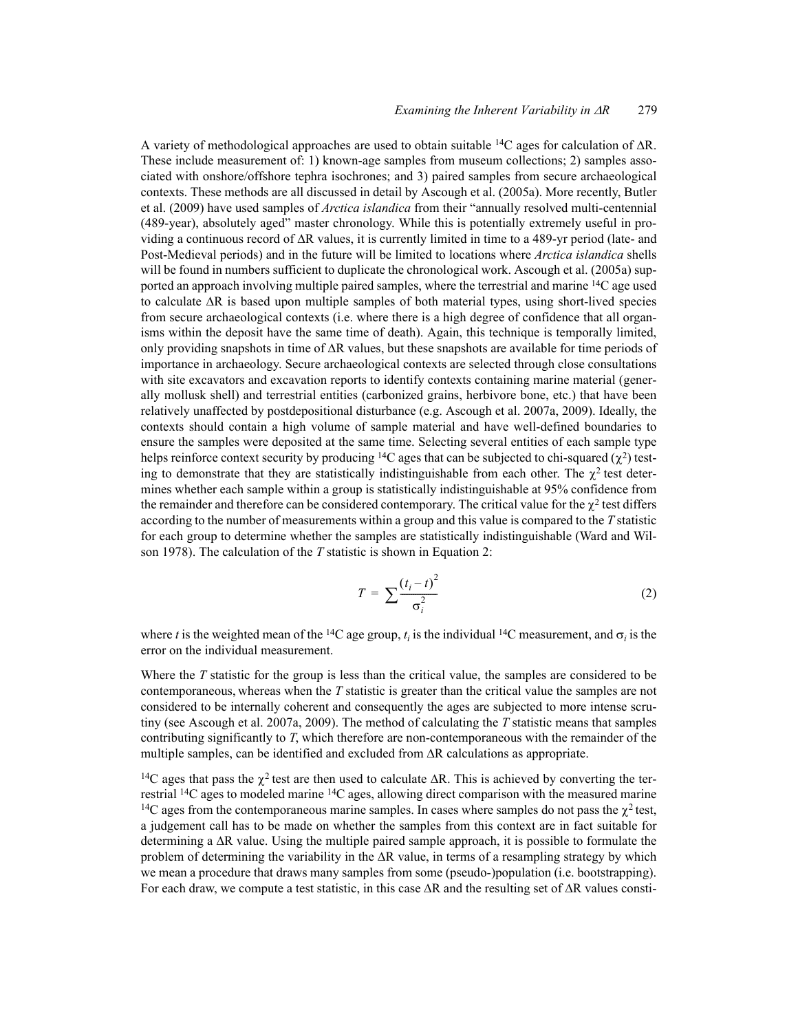A variety of methodological approaches are used to obtain suitable $^{14}C$ ages for calculation of ΔR. These include measurement of: 1) known-age samples from museum collections; 2) samples associated with onshore/offshore tephra isochrones; and 3) paired samples from secure archaeological contexts. These methods are all discussed in detail by Ascough et al. (2005a). More recently, Butler et al. (2009) have used samples of *Arctica islandica* from their "annually resolved multi-centennial (489-year), absolutely aged" master chronology. While this is potentially extremely useful in providing a continuous record of ΔR values, it is currently limited in time to a 489-yr period (late- and Post-Medieval periods) and in the future will be limited to locations where *Arctica islandica* shells will be found in numbers sufficient to duplicate the chronological work. Ascough et al. (2005a) supported an approach involving multiple paired samples, where the terrestrial and marine $^{14}C$ age used to calculate ΔR is based upon multiple samples of both material types, using short-lived species from secure archaeological contexts (i.e. where there is a high degree of confidence that all organisms within the deposit have the same time of death). Again, this technique is temporally limited, only providing snapshots in time of ΔR values, but these snapshots are available for time periods of importance in archaeology. Secure archaeological contexts are selected through close consultations with site excavators and excavation reports to identify contexts containing marine material (generally mollusk shell) and terrestrial entities (carbonized grains, herbivore bone, etc.) that have been relatively unaffected by postdepositional disturbance (e.g. Ascough et al. 2007a, 2009). Ideally, the contexts should contain a high volume of sample material and have well-defined boundaries to ensure the samples were deposited at the same time. Selecting several entities of each sample type helps reinforce context security by producing $^{14}C$ ages that can be subjected to chi-squared ($\chi^2$) testing to demonstrate that they are statistically indistinguishable from each other. The $\chi^2$ test determines whether each sample within a group is statistically indistinguishable at 95% confidence from the remainder and therefore can be considered contemporary. The critical value for the $\chi^2$ test differs according to the number of measurements within a group and this value is compared to the *T* statistic for each group to determine whether the samples are statistically indistinguishable (Ward and Wilson 1978). The calculation of the *T* statistic is shown in Equation 2:

$$T = \sum \frac{(t_i - t)^2}{\sigma_i^2} \tag{2}$$

where $t$ is the weighted mean of the $^{14}C$ age group, $t_i$ is the individual $^{14}C$ measurement, and $\sigma_i$ is the error on the individual measurement.

Where the *T* statistic for the group is less than the critical value, the samples are considered to be contemporaneous, whereas when the *T* statistic is greater than the critical value the samples are not considered to be internally coherent and consequently the ages are subjected to more intense scrutiny (see Ascough et al. 2007a, 2009). The method of calculating the *T* statistic means that samples contributing significantly to *T*, which therefore are non-contemporaneous with the remainder of the multiple samples, can be identified and excluded from ΔR calculations as appropriate.

$^{14}C$ ages that pass the $\chi^2$ test are then used to calculate ΔR. This is achieved by converting the terrestrial $^{14}C$ ages to modeled marine $^{14}C$ ages, allowing direct comparison with the measured marine $^{14}C$ ages from the contemporaneous marine samples. In cases where samples do not pass the $\chi^2$ test, a judgement call has to be made on whether the samples from this context are in fact suitable for determining a ΔR value. Using the multiple paired sample approach, it is possible to formulate the problem of determining the variability in the ΔR value, in terms of a resampling strategy by which we mean a procedure that draws many samples from some (pseudo-)population (i.e. bootstrapping). For each draw, we compute a test statistic, in this case ΔR and the resulting set of ΔR values consti-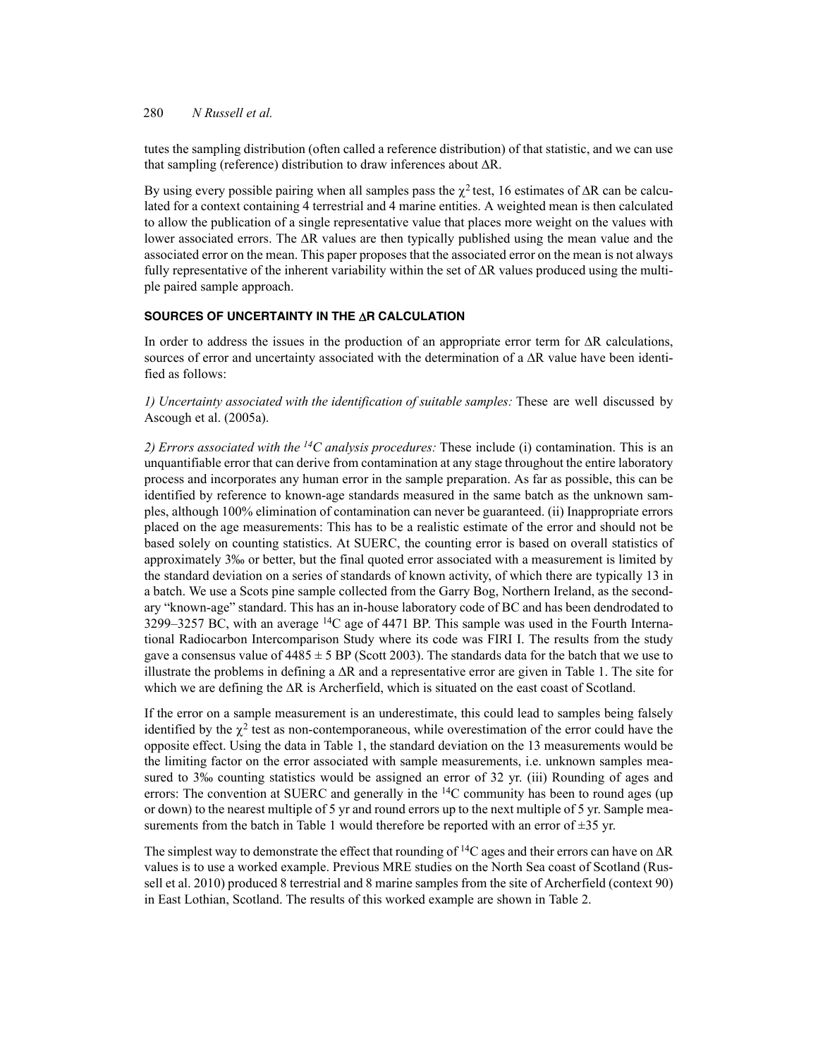tutes the sampling distribution (often called a reference distribution) of that statistic, and we can use that sampling (reference) distribution to draw inferences about ΔR.

By using every possible pairing when all samples pass the $\chi^2$ test, 16 estimates of ΔR can be calculated for a context containing 4 terrestrial and 4 marine entities. A weighted mean is then calculated to allow the publication of a single representative value that places more weight on the values with lower associated errors. The ΔR values are then typically published using the mean value and the associated error on the mean. This paper proposes that the associated error on the mean is not always fully representative of the inherent variability within the set of ΔR values produced using the multiple paired sample approach.

## SOURCES OF UNCERTAINTY IN THE ΔR CALCULATION

In order to address the issues in the production of an appropriate error term for ΔR calculations, sources of error and uncertainty associated with the determination of a ΔR value have been identified as follows:

*1) Uncertainty associated with the identification of suitable samples:* These are well discussed by Ascough et al. (2005a).

*2) Errors associated with the $^{14}C$ analysis procedures:* These include (i) contamination. This is an unquantifiable error that can derive from contamination at any stage throughout the entire laboratory process and incorporates any human error in the sample preparation. As far as possible, this can be identified by reference to known-age standards measured in the same batch as the unknown samples, although 100% elimination of contamination can never be guaranteed. (ii) Inappropriate errors placed on the age measurements: This has to be a realistic estimate of the error and should not be based solely on counting statistics. At SUERC, the counting error is based on overall statistics of approximately 3‰ or better, but the final quoted error associated with a measurement is limited by the standard deviation on a series of standards of known activity, of which there are typically 13 in a batch. We use a Scots pine sample collected from the Garry Bog, Northern Ireland, as the secondary "known-age" standard. This has an in-house laboratory code of BC and has been dendrodated to 3299–3257 BC, with an average $^{14}C$ age of 4471 BP. This sample was used in the Fourth International Radiocarbon Intercomparison Study where its code was FIRI I. The results from the study gave a consensus value of 4485 ± 5 BP (Scott 2003). The standards data for the batch that we use to illustrate the problems in defining a ΔR and a representative error are given in Table 1. The site for which we are defining the ΔR is Archerfield, which is situated on the east coast of Scotland.

If the error on a sample measurement is an underestimate, this could lead to samples being falsely identified by the $\chi^2$ test as non-contemporaneous, while overestimation of the error could have the opposite effect. Using the data in Table 1, the standard deviation on the 13 measurements would be the limiting factor on the error associated with sample measurements, i.e. unknown samples measured to 3‰ counting statistics would be assigned an error of 32 yr. (iii) Rounding of ages and errors: The convention at SUERC and generally in the $^{14}C$ community has been to round ages (up or down) to the nearest multiple of 5 yr and round errors up to the next multiple of 5 yr. Sample measurements from the batch in Table 1 would therefore be reported with an error of ±35 yr.

The simplest way to demonstrate the effect that rounding of $^{14}C$ ages and their errors can have on ΔR values is to use a worked example. Previous MRE studies on the North Sea coast of Scotland (Russell et al. 2010) produced 8 terrestrial and 8 marine samples from the site of Archerfield (context 90) in East Lothian, Scotland. The results of this worked example are shown in Table 2.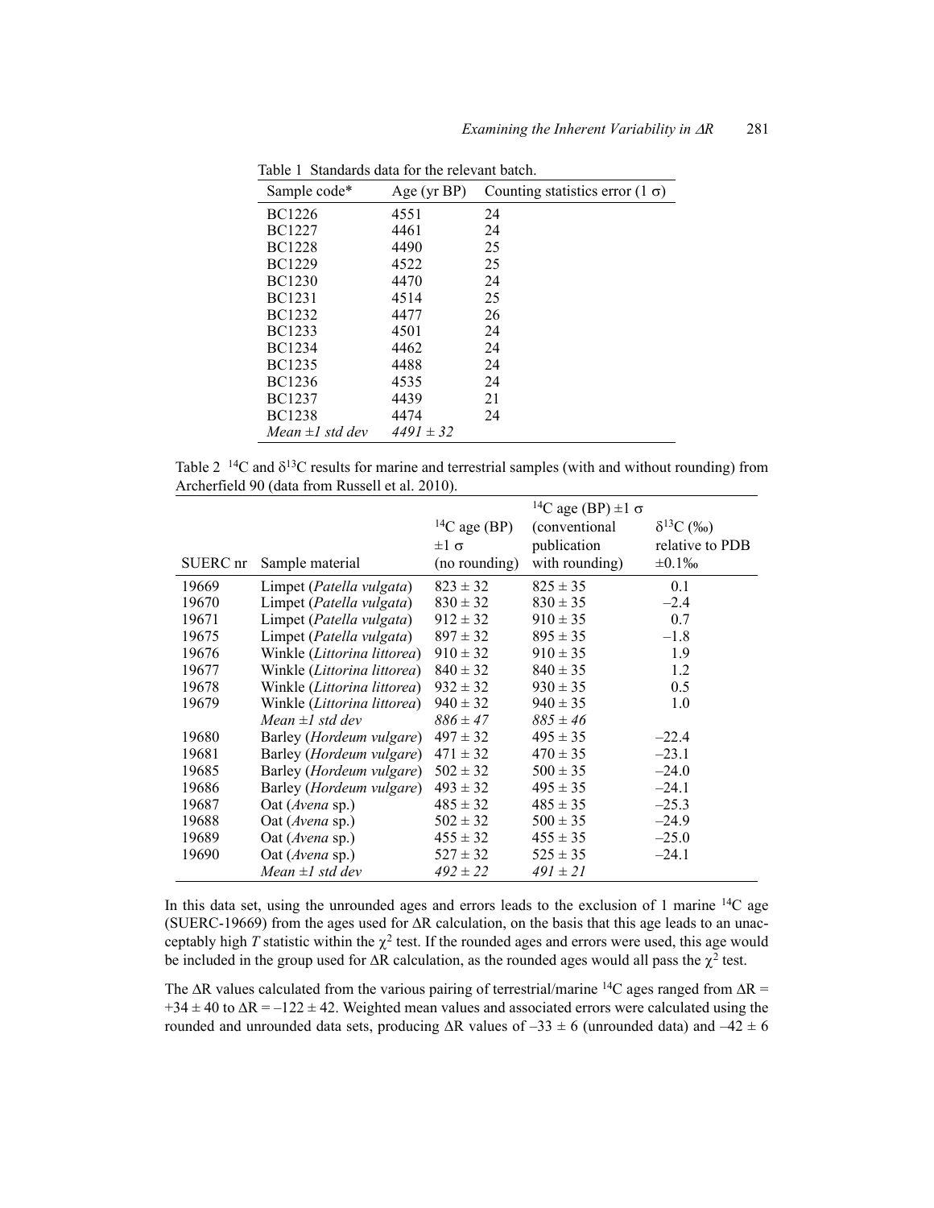Table 1 Standards data for the relevant batch.

| Sample code* | Age (yr BP) | Counting statistics error (1 σ) |
|---|---|---|
| BC1226 | 4551 | 24 |
| BC1227 | 4461 | 24 |
| BC1228 | 4490 | 25 |
| BC1229 | 4522 | 25 |
| BC1230 | 4470 | 24 |
| BC1231 | 4514 | 25 |
| BC1232 | 4477 | 26 |
| BC1233 | 4501 | 24 |
| BC1234 | 4462 | 24 |
| BC1235 | 4488 | 24 |
| BC1236 | 4535 | 24 |
| BC1237 | 4439 | 21 |
| BC1238 | 4474 | 24 |
| *Mean ±1 std dev* | *4491 ± 32* | |

Table 2 $^{14}C$ and $\delta^{13}C$ results for marine and terrestrial samples (with and without rounding) from Archerfield 90 (data from Russell et al. 2010).

| SUERC nr | Sample material | $^{14}C$ age (BP) ±1 σ (no rounding) | $^{14}C$ age (BP) ±1 σ (conventional publication with rounding) | $\delta^{13}C$ (‰) relative to PDB ±0.1‰ |
|---|---|---|---|---|
| 19669 | Limpet (*Patella vulgata*) | 823 ± 32 | 825 ± 35 | 0.1 |
| 19670 | Limpet (*Patella vulgata*) | 830 ± 32 | 830 ± 35 | –2.4 |
| 19671 | Limpet (*Patella vulgata*) | 912 ± 32 | 910 ± 35 | 0.7 |
| 19675 | Limpet (*Patella vulgata*) | 897 ± 32 | 895 ± 35 | –1.8 |
| 19676 | Winkle (*Littorina littorea*) | 910 ± 32 | 910 ± 35 | 1.9 |
| 19677 | Winkle (*Littorina littorea*) | 840 ± 32 | 840 ± 35 | 1.2 |
| 19678 | Winkle (*Littorina littorea*) | 932 ± 32 | 930 ± 35 | 0.5 |
| 19679 | Winkle (*Littorina littorea*) | 940 ± 32 | 940 ± 35 | 1.0 |
| | *Mean ±1 std dev* | *886 ± 47* | *885 ± 46* | |
| 19680 | Barley (*Hordeum vulgare*) | 497 ± 32 | 495 ± 35 | –22.4 |
| 19681 | Barley (*Hordeum vulgare*) | 471 ± 32 | 470 ± 35 | –23.1 |
| 19685 | Barley (*Hordeum vulgare*) | 502 ± 32 | 500 ± 35 | –24.0 |
| 19686 | Barley (*Hordeum vulgare*) | 493 ± 32 | 495 ± 35 | –24.1 |
| 19687 | Oat (*Avena* sp.) | 485 ± 32 | 485 ± 35 | –25.3 |
| 19688 | Oat (*Avena* sp.) | 502 ± 32 | 500 ± 35 | –24.9 |
| 19689 | Oat (*Avena* sp.) | 455 ± 32 | 455 ± 35 | –25.0 |
| 19690 | Oat (*Avena* sp.) | 527 ± 32 | 525 ± 35 | –24.1 |
| | *Mean ±1 std dev* | *492 ± 22* | *491 ± 21* | |

In this data set, using the unrounded ages and errors leads to the exclusion of 1 marine $^{14}C$ age (SUERC-19669) from the ages used for $\Delta R$ calculation, on the basis that this age leads to an unacceptably high $T$ statistic within the $\chi^2$ test. If the rounded ages and errors were used, this age would be included in the group used for $\Delta R$ calculation, as the rounded ages would all pass the $\chi^2$ test.

The $\Delta R$ values calculated from the various pairing of terrestrial/marine $^{14}C$ ages ranged from $\Delta R = +34 \pm 40$ to $\Delta R = -122 \pm 42$. Weighted mean values and associated errors were calculated using the rounded and unrounded data sets, producing $\Delta R$ values of $-33 \pm 6$ (unrounded data) and $-42 \pm 6$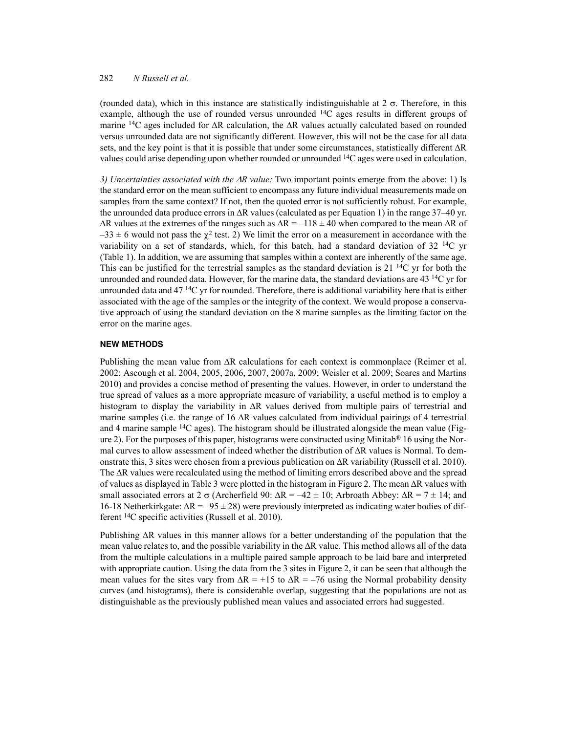(rounded data), which in this instance are statistically indistinguishable at 2 $\sigma$. Therefore, in this example, although the use of rounded versus unrounded $^{14}C$ ages results in different groups of marine $^{14}C$ ages included for $\Delta R$ calculation, the $\Delta R$ values actually calculated based on rounded versus unrounded data are not significantly different. However, this will not be the case for all data sets, and the key point is that it is possible that under some circumstances, statistically different $\Delta R$ values could arise depending upon whether rounded or unrounded $^{14}C$ ages were used in calculation.

*3) Uncertainties associated with the $\Delta R$ value:* Two important points emerge from the above: 1) Is the standard error on the mean sufficient to encompass any future individual measurements made on samples from the same context? If not, then the quoted error is not sufficiently robust. For example, the unrounded data produce errors in $\Delta R$ values (calculated as per Equation 1) in the range 37–40 yr. $\Delta R$ values at the extremes of the ranges such as $\Delta R = -118 \pm 40$ when compared to the mean $\Delta R$ of $-33 \pm 6$ would not pass the $\chi^2$ test. 2) We limit the error on a measurement in accordance with the variability on a set of standards, which, for this batch, had a standard deviation of 32 $^{14}C$ yr (Table 1). In addition, we are assuming that samples within a context are inherently of the same age. This can be justified for the terrestrial samples as the standard deviation is 21 $^{14}C$ yr for both the unrounded and rounded data. However, for the marine data, the standard deviations are 43 $^{14}C$ yr for unrounded data and 47 $^{14}C$ yr for rounded. Therefore, there is additional variability here that is either associated with the age of the samples or the integrity of the context. We would propose a conservative approach of using the standard deviation on the 8 marine samples as the limiting factor on the error on the marine ages.

## NEW METHODS

Publishing the mean value from $\Delta R$ calculations for each context is commonplace (Reimer et al. 2002; Ascough et al. 2004, 2005, 2006, 2007, 2007a, 2009; Weisler et al. 2009; Soares and Martins 2010) and provides a concise method of presenting the values. However, in order to understand the true spread of values as a more appropriate measure of variability, a useful method is to employ a histogram to display the variability in $\Delta R$ values derived from multiple pairs of terrestrial and marine samples (i.e. the range of 16 $\Delta R$ values calculated from individual pairings of 4 terrestrial and 4 marine sample $^{14}C$ ages). The histogram should be illustrated alongside the mean value (Figure 2). For the purposes of this paper, histograms were constructed using Minitab® 16 using the Normal curves to allow assessment of indeed whether the distribution of $\Delta R$ values is Normal. To demonstrate this, 3 sites were chosen from a previous publication on $\Delta R$ variability (Russell et al. 2010). The $\Delta R$ values were recalculated using the method of limiting errors described above and the spread of values as displayed in Table 3 were plotted in the histogram in Figure 2. The mean $\Delta R$ values with small associated errors at 2 $\sigma$ (Archerfield 90: $\Delta R = -42 \pm 10$; Arbroath Abbey: $\Delta R = 7 \pm 14$; and 16-18 Netherkirkgate: $\Delta R = -95 \pm 28$) were previously interpreted as indicating water bodies of different $^{14}C$ specific activities (Russell et al. 2010).

Publishing $\Delta R$ values in this manner allows for a better understanding of the population that the mean value relates to, and the possible variability in the $\Delta R$ value. This method allows all of the data from the multiple calculations in a multiple paired sample approach to be laid bare and interpreted with appropriate caution. Using the data from the 3 sites in Figure 2, it can be seen that although the mean values for the sites vary from $\Delta R = +15$ to $\Delta R = -76$ using the Normal probability density curves (and histograms), there is considerable overlap, suggesting that the populations are not as distinguishable as the previously published mean values and associated errors had suggested.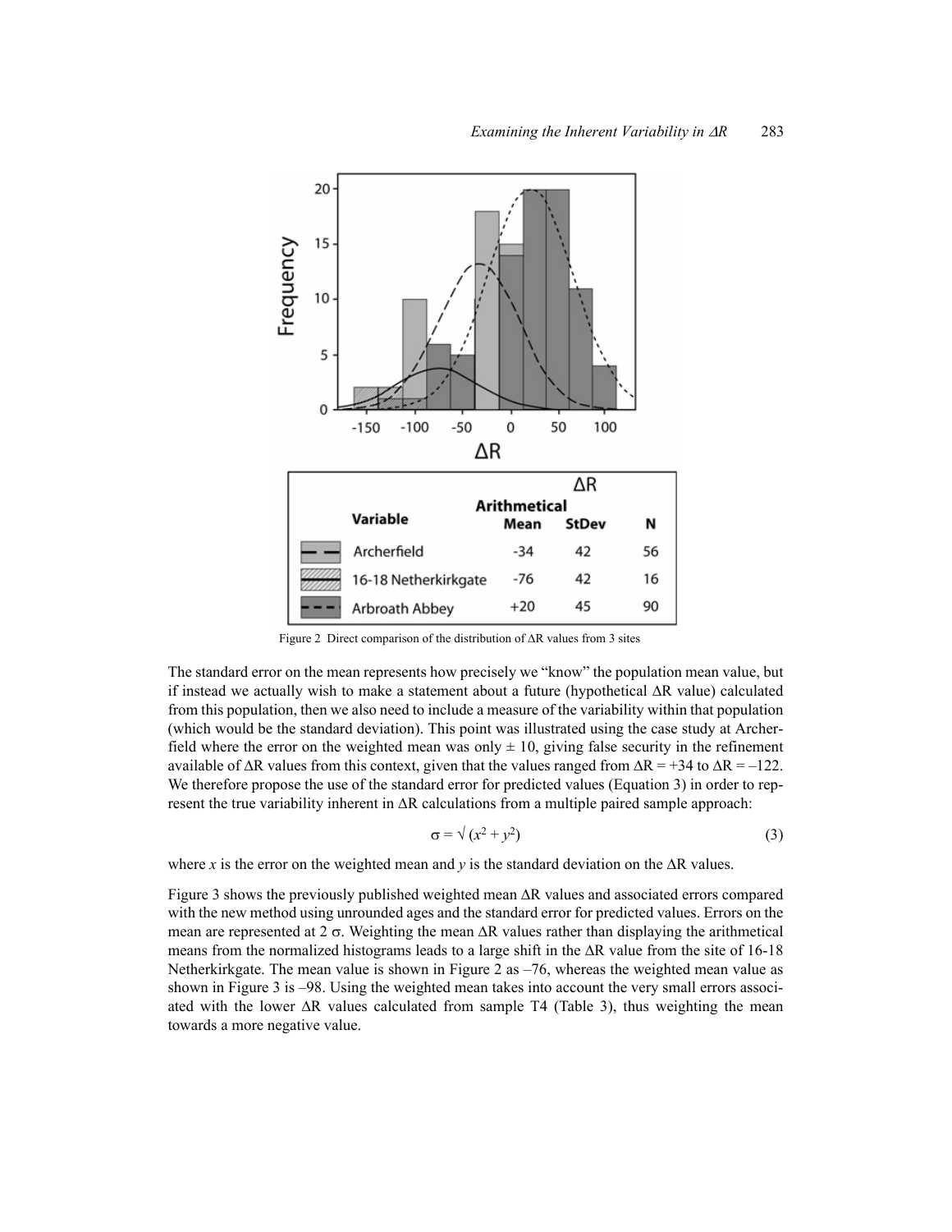| Variable | ΔR Arithmetical Mean | StDev | N |
|---|---|---|---|
| Archerfield | -34 | 42 | 56 |
| 16-18 Netherkirkgate | -76 | 42 | 16 |
| Arbroath Abbey | +20 | 45 | 90 |

Figure 2 Direct comparison of the distribution of ΔR values from 3 sites

The standard error on the mean represents how precisely we "know" the population mean value, but if instead we actually wish to make a statement about a future (hypothetical ΔR value) calculated from this population, then we also need to include a measure of the variability within that population (which would be the standard deviation). This point was illustrated using the case study at Archerfield where the error on the weighted mean was only ± 10, giving false security in the refinement available of ΔR values from this context, given that the values ranged from ΔR = +34 to ΔR = –122. We therefore propose the use of the standard error for predicted values (Equation 3) in order to represent the true variability inherent in ΔR calculations from a multiple paired sample approach:

$$\sigma = \sqrt{(x^2 + y^2)} \tag{3}$$

where $x$ is the error on the weighted mean and $y$ is the standard deviation on the ΔR values.

Figure 3 shows the previously published weighted mean ΔR values and associated errors compared with the new method using unrounded ages and the standard error for predicted values. Errors on the mean are represented at 2 σ. Weighting the mean ΔR values rather than displaying the arithmetical means from the normalized histograms leads to a large shift in the ΔR value from the site of 16-18 Netherkirkgate. The mean value is shown in Figure 2 as –76, whereas the weighted mean value as shown in Figure 3 is –98. Using the weighted mean takes into account the very small errors associated with the lower ΔR values calculated from sample T4 (Table 3), thus weighting the mean towards a more negative value.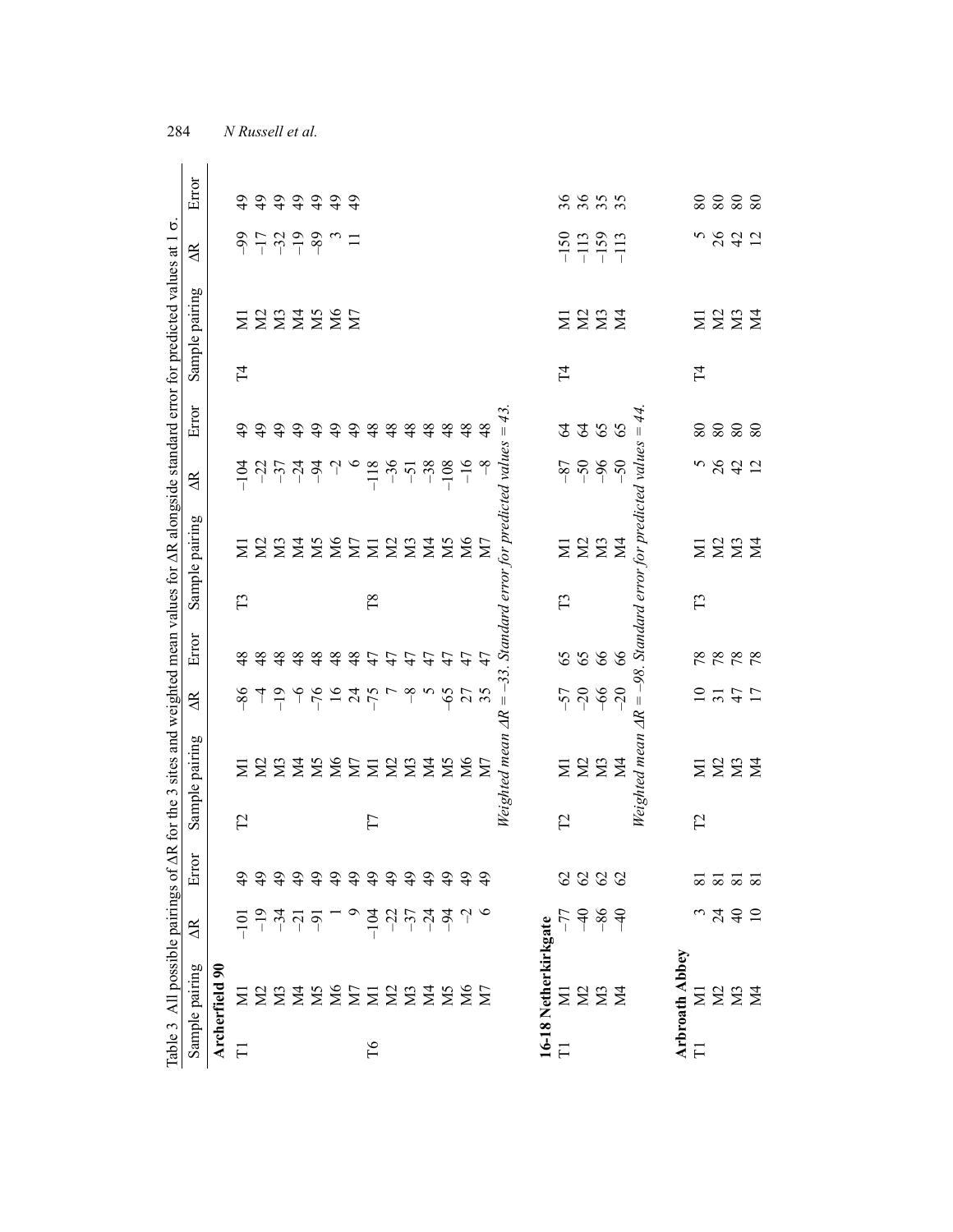Table 3 All possible pairings of ΔR for the 3 sites and weighted mean values for ΔR alongside standard error for predicted values at 1 σ.

| Sample pairing | | ΔR | Error | Sample pairing | | ΔR | Error | Sample pairing | | ΔR | Error | Sample pairing | | ΔR | Error |
|---|---|---|---|---|---|---|---|---|---|---|---|---|---|---|---|
| **Archerfield 90** | | | | | | | | | | | | | | | |
| T1 | M1 | –101 | 49 | T2 | M1 | –86 | 48 | T3 | M1 | –104 | 49 | T4 | M1 | –99 | 49 |
| | M2 | –19 | 49 | | M2 | –4 | 48 | | M2 | –22 | 49 | | M2 | –17 | 49 |
| | M3 | –34 | 49 | | M3 | –19 | 48 | | M3 | –37 | 49 | | M3 | –32 | 49 |
| | M4 | –21 | 49 | | M4 | –6 | 48 | | M4 | –24 | 49 | | M4 | –19 | 49 |
| | M5 | –91 | 49 | | M5 | –76 | 48 | | M5 | –94 | 49 | | M5 | –89 | 49 |
| | M6 | 1 | 49 | | M6 | 16 | 48 | | M6 | –2 | 49 | | M6 | 3 | 49 |
| | M7 | 9 | 49 | | M7 | 24 | 48 | | M7 | 6 | 49 | | M7 | 11 | 49 |
| T6 | M1 | –104 | 49 | T7 | M1 | –75 | 47 | T8 | M1 | –118 | 48 | | | | |
| | M2 | –22 | 49 | | M2 | 7 | 47 | | M2 | –36 | 48 | | | | |
| | M3 | –37 | 49 | | M3 | –8 | 47 | | M3 | –51 | 48 | | | | |
| | M4 | –24 | 49 | | M4 | 5 | 47 | | M4 | –38 | 48 | | | | |
| | M5 | –94 | 49 | | M5 | –65 | 47 | | M5 | –108 | 48 | | | | |
| | M6 | –2 | 49 | | M6 | 27 | 47 | | M6 | –16 | 48 | | | | |
| | M7 | 6 | 49 | | M7 | 35 | 47 | | M7 | –8 | 48 | | | | |
| | | | | *Weighted mean ΔR = –33. Standard error for predicted values = 43.* | | | | | | | | | | | |
| **16-18 Netherkirkgate** | | | | | | | | | | | | | | | |
| T1 | M1 | –77 | 62 | T2 | M1 | –57 | 65 | T3 | M1 | –87 | 64 | T4 | M1 | –150 | 36 |
| | M2 | –40 | 62 | | M2 | –20 | 65 | | M2 | –50 | 64 | | M2 | –113 | 36 |
| | M3 | –86 | 62 | | M3 | –66 | 66 | | M3 | –96 | 65 | | M3 | –159 | 35 |
| | M4 | –40 | 62 | | M4 | –20 | 66 | | M4 | –50 | 65 | | M4 | –113 | 35 |
| | | | | *Weighted mean ΔR = –98. Standard error for predicted values = 44.* | | | | | | | | | | | |
| **Arbroath Abbey** | | | | | | | | | | | | | | | |
| T1 | M1 | 3 | 81 | T2 | M1 | 10 | 78 | T3 | M1 | 5 | 80 | T4 | M1 | 5 | 80 |
| | M2 | 24 | 81 | | M2 | 31 | 78 | | M2 | 26 | 80 | | M2 | 26 | 80 |
| | M3 | 40 | 81 | | M3 | 47 | 78 | | M3 | 42 | 80 | | M3 | 42 | 80 |
| | M4 | 10 | 81 | | M4 | 17 | 78 | | M4 | 12 | 80 | | M4 | 12 | 80 |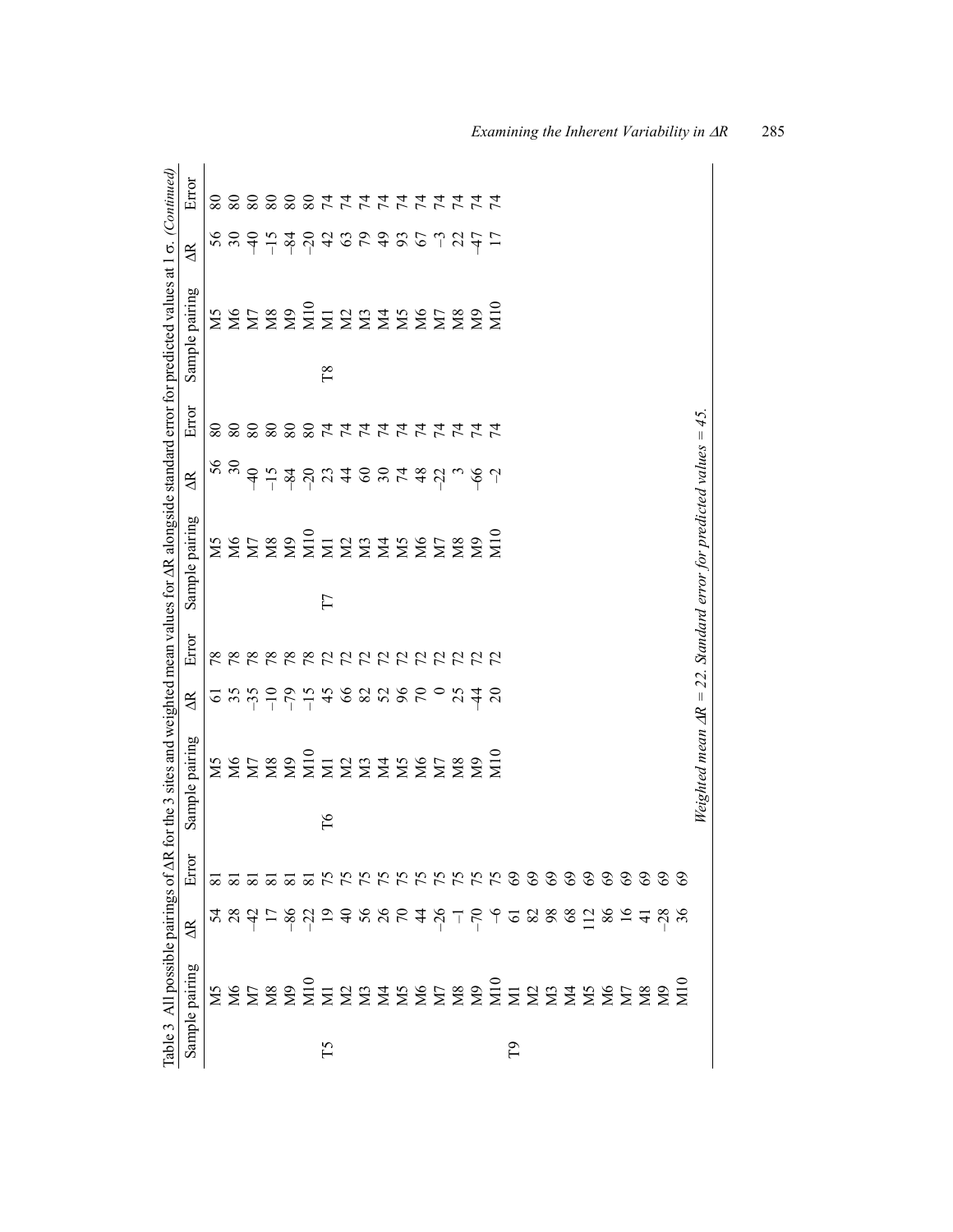Table 3 All possible pairings of ΔR for the 3 sites and weighted mean values for ΔR alongside standard error for predicted values at 1 σ. *(Continued)*

| Sample pairing | | ΔR | Error | Sample pairing | | ΔR | Error | Sample pairing | | ΔR | Error | Sample pairing | | ΔR | Error |
|---|---|---|---|---|---|---|---|---|---|---|---|---|---|---|---|
| | M5 | 54 | 81 | | M5 | 61 | 78 | | M5 | 56 | 80 | | M5 | 56 | 80 |
| | M6 | 28 | 81 | | M6 | 35 | 78 | | M6 | 30 | 80 | | M6 | 30 | 80 |
| | M7 | −42 | 81 | | M7 | −35 | 78 | | M7 | −40 | 80 | | M7 | −40 | 80 |
| | M8 | 17 | 81 | | M8 | −10 | 78 | | M8 | −15 | 80 | | M8 | −15 | 80 |
| | M9 | −86 | 81 | | M9 | −79 | 78 | | M9 | −84 | 80 | | M9 | −84 | 80 |
| | M10 | −22 | 81 | | M10 | −15 | 78 | | M10 | −20 | 80 | | M10 | −20 | 80 |
| T5 | M1 | 19 | 75 | T6 | M1 | 45 | 72 | T7 | M1 | 23 | 74 | T8 | M1 | 42 | 74 |
| | M2 | 40 | 75 | | M2 | 66 | 72 | | M2 | 44 | 74 | | M2 | 63 | 74 |
| | M3 | 56 | 75 | | M3 | 82 | 72 | | M3 | 60 | 74 | | M3 | 79 | 74 |
| | M4 | 26 | 75 | | M4 | 52 | 72 | | M4 | 30 | 74 | | M4 | 49 | 74 |
| | M5 | 70 | 75 | | M5 | 96 | 72 | | M5 | 74 | 74 | | M5 | 93 | 74 |
| | M6 | 44 | 75 | | M6 | 70 | 72 | | M6 | 48 | 74 | | M6 | 67 | 74 |
| | M7 | −26 | 75 | | M7 | 0 | 72 | | M7 | −22 | 74 | | M7 | −3 | 74 |
| | M8 | −1 | 75 | | M8 | 25 | 72 | | M8 | 3 | 74 | | M8 | 22 | 74 |
| | M9 | −70 | 75 | | M9 | −44 | 72 | | M9 | −66 | 74 | | M9 | −47 | 74 |
| | M10 | −6 | 75 | | M10 | 20 | 72 | | M10 | −2 | 74 | | M10 | 17 | 74 |
| T9 | M1 | 61 | 69 | | | | | | | | | | | | |
| | M2 | 82 | 69 | | | | | | | | | | | | |
| | M3 | 98 | 69 | | | | | | | | | | | | |
| | M4 | 68 | 69 | | | | | | | | | | | | |
| | M5 | 112 | 69 | | | | | | | | | | | | |
| | M6 | 86 | 69 | | | | | | | | | | | | |
| | M7 | 16 | 69 | | | | | | | | | | | | |
| | M8 | 41 | 69 | | | | | | | | | | | | |
| | M9 | −28 | 69 | | | | | | | | | | | | |
| | M10 | 36 | 69 | | | | | | | | | | | | |

*Weighted mean ΔR = 22. Standard error for predicted values = 45.*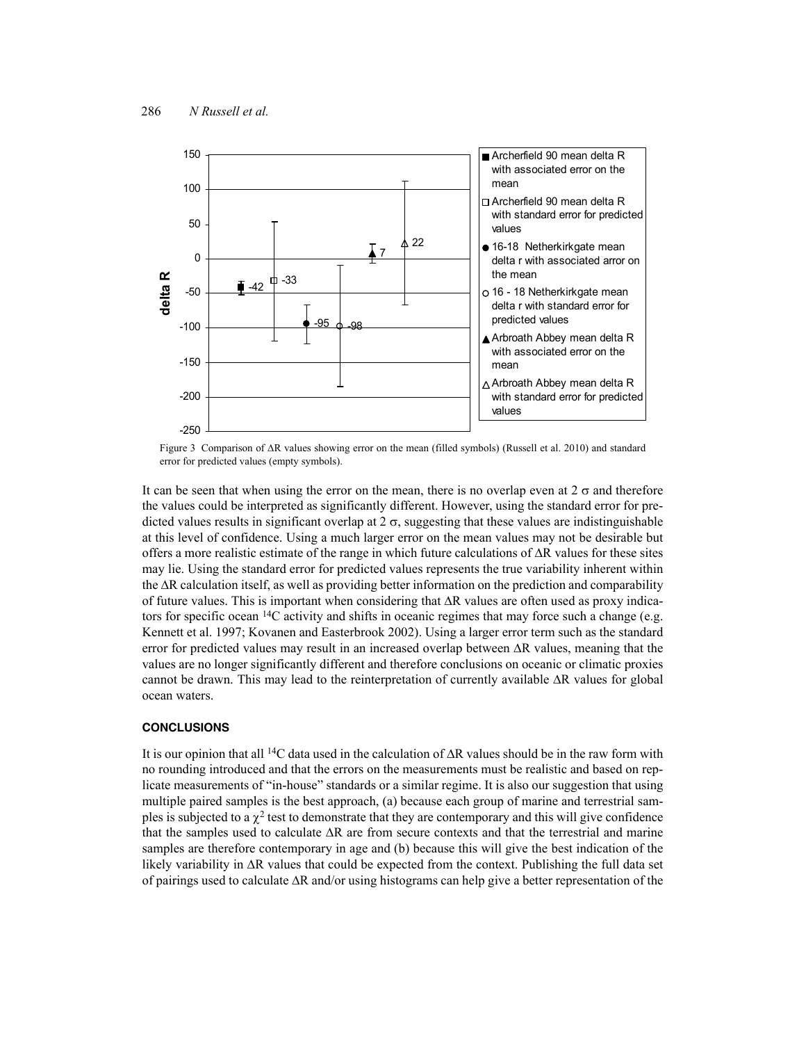Figure 3 Comparison of ΔR values showing error on the mean (filled symbols) (Russell et al. 2010) and standard error for predicted values (empty symbols).

It can be seen that when using the error on the mean, there is no overlap even at 2 σ and therefore the values could be interpreted as significantly different. However, using the standard error for predicted values results in significant overlap at 2 σ, suggesting that these values are indistinguishable at this level of confidence. Using a much larger error on the mean values may not be desirable but offers a more realistic estimate of the range in which future calculations of ΔR values for these sites may lie. Using the standard error for predicted values represents the true variability inherent within the ΔR calculation itself, as well as providing better information on the prediction and comparability of future values. This is important when considering that ΔR values are often used as proxy indicators for specific ocean $^{14}C$ activity and shifts in oceanic regimes that may force such a change (e.g. Kennett et al. 1997; Kovanen and Easterbrook 2002). Using a larger error term such as the standard error for predicted values may result in an increased overlap between ΔR values, meaning that the values are no longer significantly different and therefore conclusions on oceanic or climatic proxies cannot be drawn. This may lead to the reinterpretation of currently available ΔR values for global ocean waters.

## CONCLUSIONS

It is our opinion that all $^{14}C$ data used in the calculation of ΔR values should be in the raw form with no rounding introduced and that the errors on the measurements must be realistic and based on replicate measurements of "in-house" standards or a similar regime. It is also our suggestion that using multiple paired samples is the best approach, (a) because each group of marine and terrestrial samples is subjected to a $\chi^2$ test to demonstrate that they are contemporary and this will give confidence that the samples used to calculate ΔR are from secure contexts and that the terrestrial and marine samples are therefore contemporary in age and (b) because this will give the best indication of the likely variability in ΔR values that could be expected from the context. Publishing the full data set of pairings used to calculate ΔR and/or using histograms can help give a better representation of the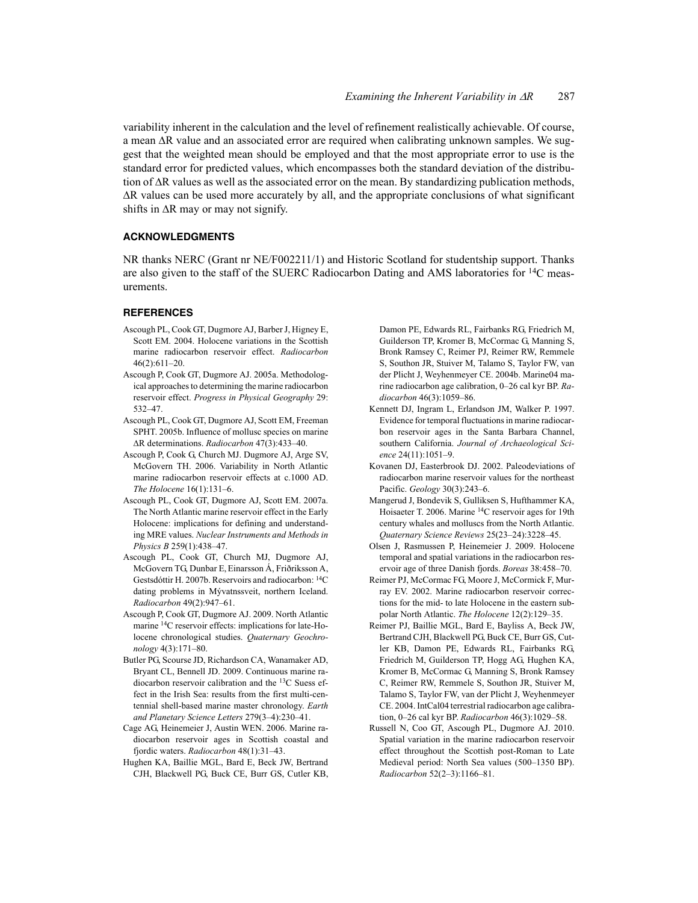variability inherent in the calculation and the level of refinement realistically achievable. Of course, a mean ΔR value and an associated error are required when calibrating unknown samples. We suggest that the weighted mean should be employed and that the most appropriate error to use is the standard error for predicted values, which encompasses both the standard deviation of the distribution of ΔR values as well as the associated error on the mean. By standardizing publication methods, ΔR values can be used more accurately by all, and the appropriate conclusions of what significant shifts in ΔR may or may not signify.

## ACKNOWLEDGMENTS

NR thanks NERC (Grant nr NE/F002211/1) and Historic Scotland for studentship support. Thanks are also given to the staff of the SUERC Radiocarbon Dating and AMS laboratories for $^{14}$C measurements.

## REFERENCES

Ascough PL, Cook GT, Dugmore AJ, Barber J, Higney E, Scott EM. 2004. Holocene variations in the Scottish marine radiocarbon reservoir effect. *Radiocarbon* 46(2):611–20.

Ascough P, Cook GT, Dugmore AJ. 2005a. Methodological approaches to determining the marine radiocarbon reservoir effect. *Progress in Physical Geography* 29: 532–47.

Ascough PL, Cook GT, Dugmore AJ, Scott EM, Freeman SPHT. 2005b. Influence of mollusc species on marine ΔR determinations. *Radiocarbon* 47(3):433–40.

Ascough P, Cook G, Church MJ. Dugmore AJ, Arge SV, McGovern TH. 2006. Variability in North Atlantic marine radiocarbon reservoir effects at c.1000 AD. *The Holocene* 16(1):131–6.

Ascough PL, Cook GT, Dugmore AJ, Scott EM. 2007a. The North Atlantic marine reservoir effect in the Early Holocene: implications for defining and understanding MRE values. *Nuclear Instruments and Methods in Physics B* 259(1):438–47.

Ascough PL, Cook GT, Church MJ, Dugmore AJ, McGovern TG, Dunbar E, Einarsson Á, Friðriksson A, Gestsdóttir H. 2007b. Reservoirs and radiocarbon: $^{14}$C dating problems in Mývatnssveit, northern Iceland. *Radiocarbon* 49(2):947–61.

Ascough P, Cook GT, Dugmore AJ. 2009. North Atlantic marine $^{14}$C reservoir effects: implications for late-Holocene chronological studies. *Quaternary Geochronology* 4(3):171–80.

Butler PG, Scourse JD, Richardson CA, Wanamaker AD, Bryant CL, Bennell JD. 2009. Continuous marine radiocarbon reservoir calibration and the $^{13}$C Suess effect in the Irish Sea: results from the first multi-centennial shell-based marine master chronology. *Earth and Planetary Science Letters* 279(3–4):230–41.

Cage AG, Heinemeier J, Austin WEN. 2006. Marine radiocarbon reservoir ages in Scottish coastal and fjordic waters. *Radiocarbon* 48(1):31–43.

Hughen KA, Baillie MGL, Bard E, Beck JW, Bertrand CJH, Blackwell PG, Buck CE, Burr GS, Cutler KB, Damon PE, Edwards RL, Fairbanks RG, Friedrich M, Guilderson TP, Kromer B, McCormac G, Manning S, Bronk Ramsey C, Reimer PJ, Reimer RW, Remmele S, Southon JR, Stuiver M, Talamo S, Taylor FW, van der Plicht J, Weyhenmeyer CE. 2004b. Marine04 marine radiocarbon age calibration, 0–26 cal kyr BP. *Radiocarbon* 46(3):1059–86.

Kennett DJ, Ingram L, Erlandson JM, Walker P. 1997. Evidence for temporal fluctuations in marine radiocarbon reservoir ages in the Santa Barbara Channel, southern California. *Journal of Archaeological Science* 24(11):1051–9.

Kovanen DJ, Easterbrook DJ. 2002. Paleodeviations of radiocarbon marine reservoir values for the northeast Pacific. *Geology* 30(3):243–6.

Mangerud J, Bondevik S, Gulliksen S, Hufthammer KA, Hoisaeter T. 2006. Marine $^{14}$C reservoir ages for 19th century whales and molluscs from the North Atlantic. *Quaternary Science Reviews* 25(23–24):3228–45.

Olsen J, Rasmussen P, Heinemeier J. 2009. Holocene temporal and spatial variations in the radiocarbon reservoir age of three Danish fjords. *Boreas* 38:458–70.

Reimer PJ, McCormac FG, Moore J, McCormick F, Murray EV. 2002. Marine radiocarbon reservoir corrections for the mid- to late Holocene in the eastern subpolar North Atlantic. *The Holocene* 12(2):129–35.

Reimer PJ, Baillie MGL, Bard E, Bayliss A, Beck JW, Bertrand CJH, Blackwell PG, Buck CE, Burr GS, Cutler KB, Damon PE, Edwards RL, Fairbanks RG, Friedrich M, Guilderson TP, Hogg AG, Hughen KA, Kromer B, McCormac G, Manning S, Bronk Ramsey C, Reimer RW, Remmele S, Southon JR, Stuiver M, Talamo S, Taylor FW, van der Plicht J, Weyhenmeyer CE. 2004. IntCal04 terrestrial radiocarbon age calibration, 0–26 cal kyr BP. *Radiocarbon* 46(3):1029–58.

Russell N, Coo GT, Ascough PL, Dugmore AJ. 2010. Spatial variation in the marine radiocarbon reservoir effect throughout the Scottish post-Roman to Late Medieval period: North Sea values (500–1350 BP). *Radiocarbon* 52(2–3):1166–81.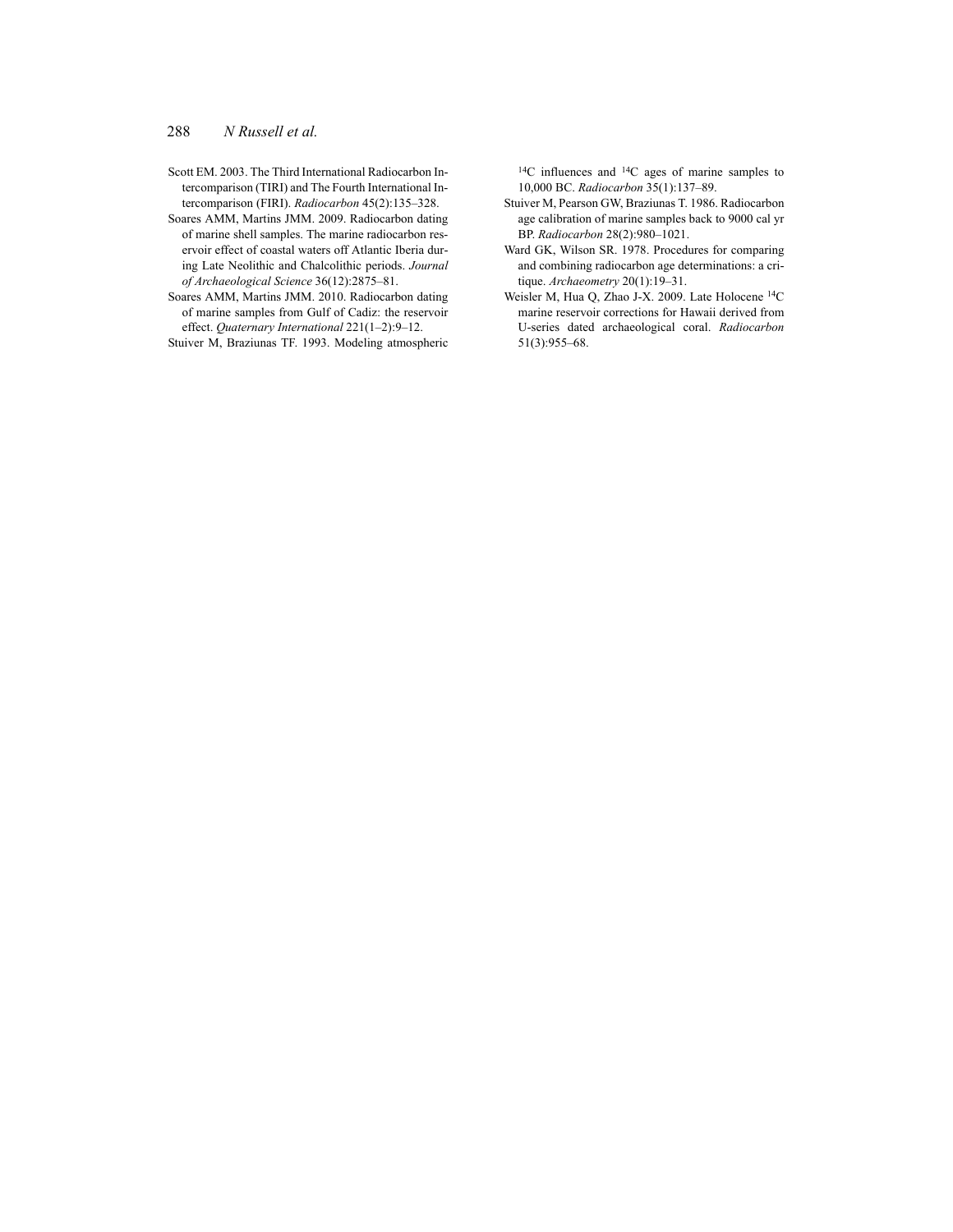Scott EM. 2003. The Third International Radiocarbon Intercomparison (TIRI) and The Fourth International Intercomparison (FIRI). *Radiocarbon* 45(2):135–328.

Soares AMM, Martins JMM. 2009. Radiocarbon dating of marine shell samples. The marine radiocarbon reservoir effect of coastal waters off Atlantic Iberia during Late Neolithic and Chalcolithic periods. *Journal of Archaeological Science* 36(12):2875–81.

Soares AMM, Martins JMM. 2010. Radiocarbon dating of marine samples from Gulf of Cadiz: the reservoir effect. *Quaternary International* 221(1–2):9–12.

Stuiver M, Braziunas TF. 1993. Modeling atmospheric $^{14}C$ influences and $^{14}C$ ages of marine samples to 10,000 BC. *Radiocarbon* 35(1):137–89.

Stuiver M, Pearson GW, Braziunas T. 1986. Radiocarbon age calibration of marine samples back to 9000 cal yr BP. *Radiocarbon* 28(2):980–1021.

Ward GK, Wilson SR. 1978. Procedures for comparing and combining radiocarbon age determinations: a critique. *Archaeometry* 20(1):19–31.

Weisler M, Hua Q, Zhao J-X. 2009. Late Holocene $^{14}C$ marine reservoir corrections for Hawaii derived from U-series dated archaeological coral. *Radiocarbon* 51(3):955–68.